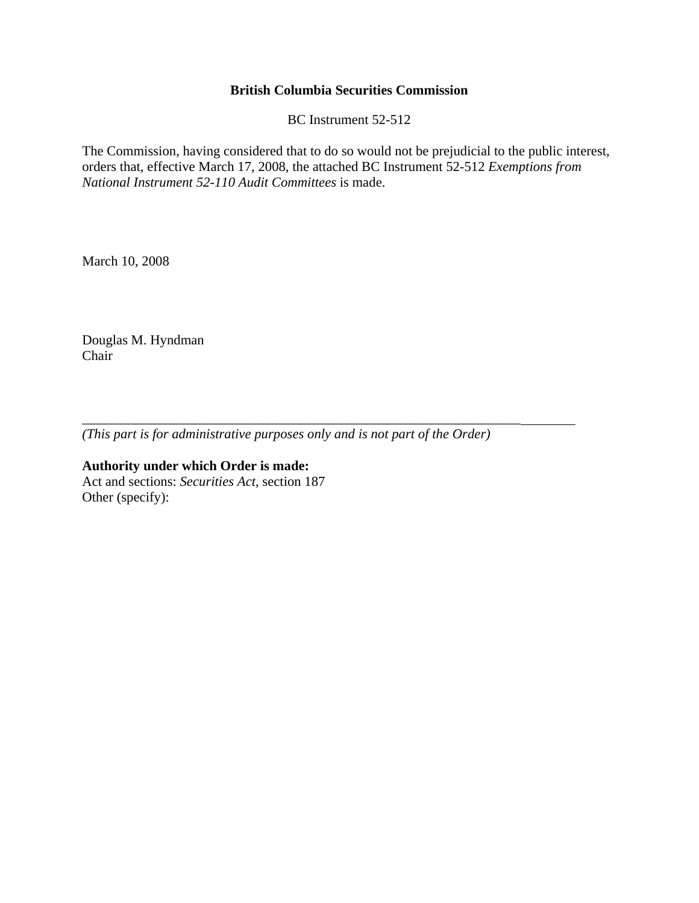**British Columbia Securities Commission**

BC Instrument 52-512

The Commission, having considered that to do so would not be prejudicial to the public interest, orders that, effective March 17, 2008, the attached BC Instrument 52-512 *Exemptions from National Instrument 52-110 Audit Committees* is made.

March 10, 2008

Douglas M. Hyndman
Chair

---

*(This part is for administrative purposes only and is not part of the Order)*

**Authority under which Order is made:**
Act and sections: *Securities Act*, section 187
Other (specify):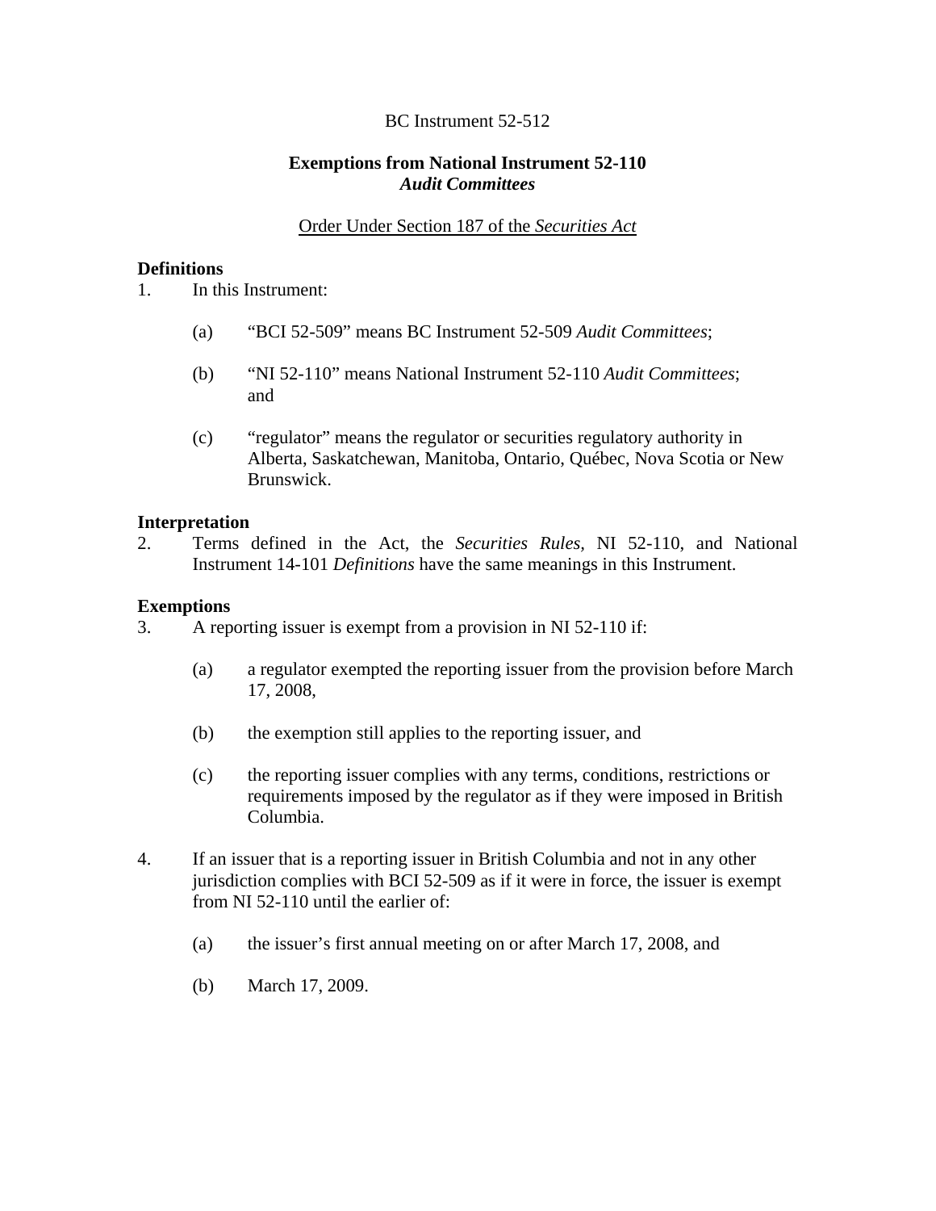BC Instrument 52-512

**Exemptions from National Instrument 52-110**
***Audit Committees***

Order Under Section 187 of the *Securities Act*

**Definitions**

1. In this Instrument:

   (a) "BCI 52-509" means BC Instrument 52-509 *Audit Committees*;

   (b) "NI 52-110" means National Instrument 52-110 *Audit Committees*; and

   (c) "regulator" means the regulator or securities regulatory authority in Alberta, Saskatchewan, Manitoba, Ontario, Québec, Nova Scotia or New Brunswick.

**Interpretation**

2. Terms defined in the Act, the *Securities Rules*, NI 52-110, and National Instrument 14-101 *Definitions* have the same meanings in this Instrument.

**Exemptions**

3. A reporting issuer is exempt from a provision in NI 52-110 if:

   (a) a regulator exempted the reporting issuer from the provision before March 17, 2008,

   (b) the exemption still applies to the reporting issuer, and

   (c) the reporting issuer complies with any terms, conditions, restrictions or requirements imposed by the regulator as if they were imposed in British Columbia.

4. If an issuer that is a reporting issuer in British Columbia and not in any other jurisdiction complies with BCI 52-509 as if it were in force, the issuer is exempt from NI 52-110 until the earlier of:

   (a) the issuer's first annual meeting on or after March 17, 2008, and

   (b) March 17, 2009.